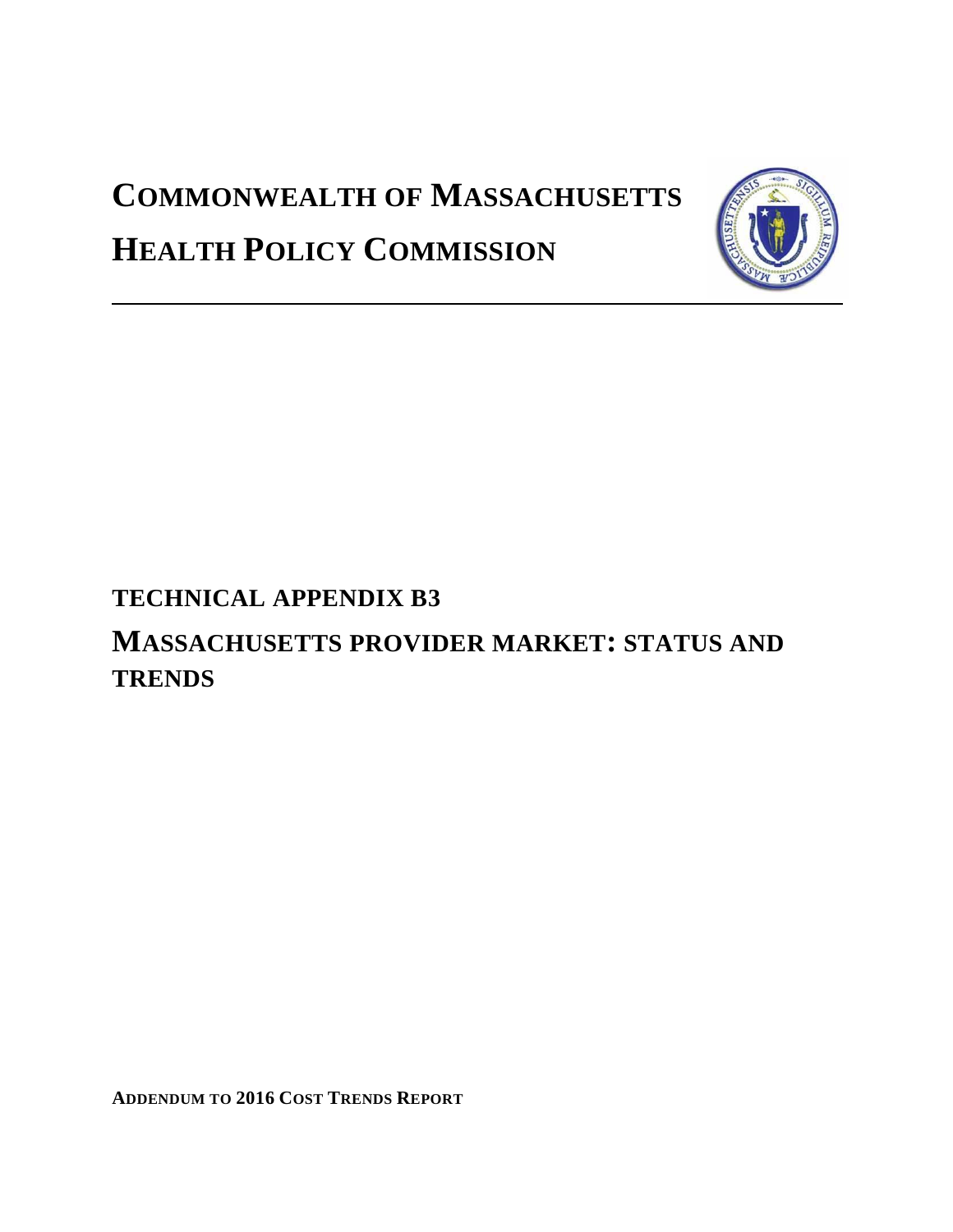# COMMONWEALTH OF MASSACHUSETTS

# HEALTH POLICY COMMISSION

## TECHNICAL APPENDIX B3

## MASSACHUSETTS PROVIDER MARKET: STATUS AND TRENDS

**ADDENDUM TO 2016 COST TRENDS REPORT**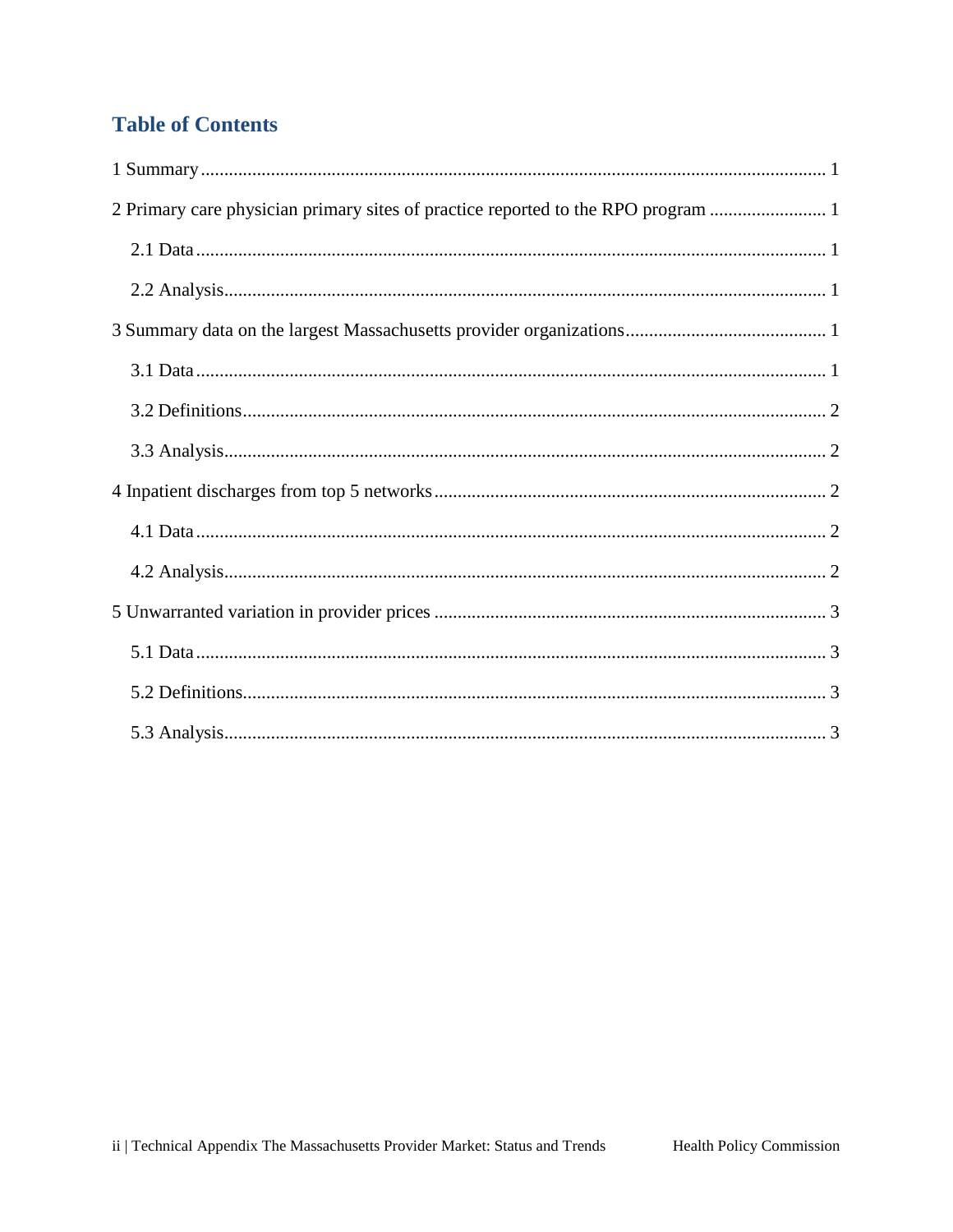## Table of Contents

1 Summary ..................................................................................................................... 1

2 Primary care physician primary sites of practice reported to the RPO program ......................... 1

2.1 Data ..................................................................................................................... 1

2.2 Analysis ................................................................................................................ 1

3 Summary data on the largest Massachusetts provider organizations ........................................... 1

3.1 Data ..................................................................................................................... 1

3.2 Definitions ............................................................................................................ 2

3.3 Analysis ................................................................................................................ 2

4 Inpatient discharges from top 5 networks .................................................................................... 2

4.1 Data ..................................................................................................................... 2

4.2 Analysis ................................................................................................................ 2

5 Unwarranted variation in provider prices .................................................................................... 3

5.1 Data ..................................................................................................................... 3

5.2 Definitions ............................................................................................................ 3

5.3 Analysis ................................................................................................................ 3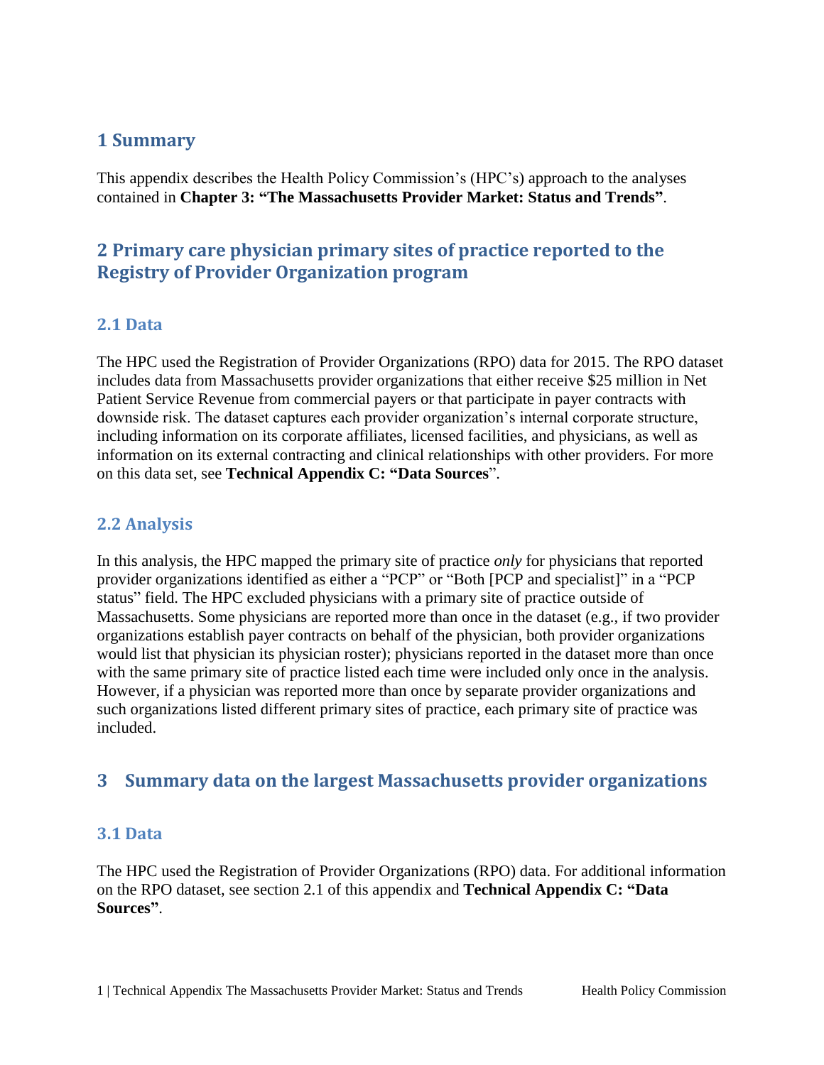## 1 Summary

This appendix describes the Health Policy Commission's (HPC's) approach to the analyses contained in **Chapter 3: "The Massachusetts Provider Market: Status and Trends"**.

## 2 Primary care physician primary sites of practice reported to the Registry of Provider Organization program

### 2.1 Data

The HPC used the Registration of Provider Organizations (RPO) data for 2015. The RPO dataset includes data from Massachusetts provider organizations that either receive $25 million in Net Patient Service Revenue from commercial payers or that participate in payer contracts with downside risk. The dataset captures each provider organization's internal corporate structure, including information on its corporate affiliates, licensed facilities, and physicians, as well as information on its external contracting and clinical relationships with other providers. For more on this data set, see **Technical Appendix C: "Data Sources**".

### 2.2 Analysis

In this analysis, the HPC mapped the primary site of practice *only* for physicians that reported provider organizations identified as either a "PCP" or "Both [PCP and specialist]" in a "PCP status" field. The HPC excluded physicians with a primary site of practice outside of Massachusetts. Some physicians are reported more than once in the dataset (e.g., if two provider organizations establish payer contracts on behalf of the physician, both provider organizations would list that physician its physician roster); physicians reported in the dataset more than once with the same primary site of practice listed each time were included only once in the analysis. However, if a physician was reported more than once by separate provider organizations and such organizations listed different primary sites of practice, each primary site of practice was included.

## 3 Summary data on the largest Massachusetts provider organizations

### 3.1 Data

The HPC used the Registration of Provider Organizations (RPO) data. For additional information on the RPO dataset, see section 2.1 of this appendix and **Technical Appendix C: "Data Sources"**.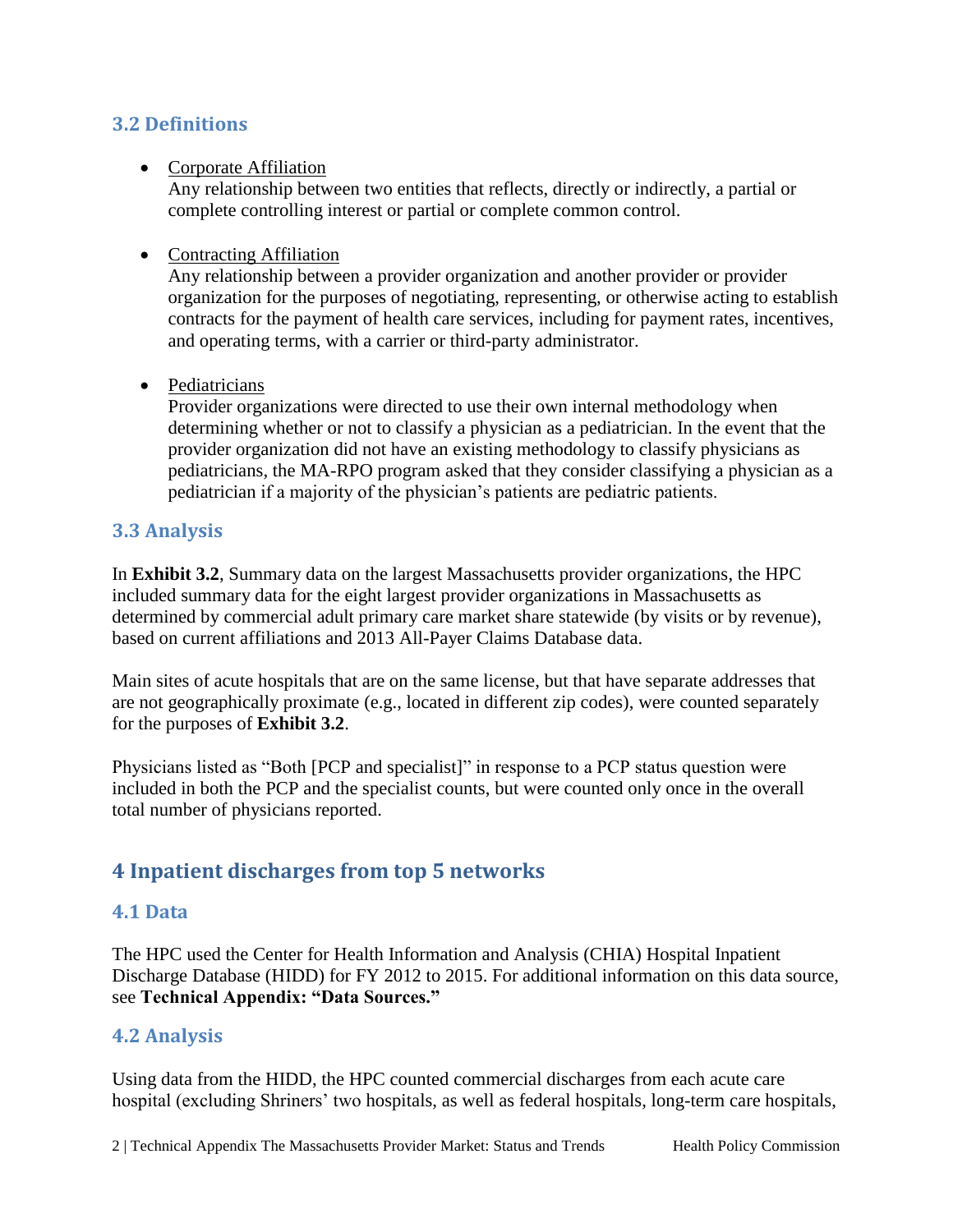### 3.2 Definitions

- <u>Corporate Affiliation</u>
  Any relationship between two entities that reflects, directly or indirectly, a partial or complete controlling interest or partial or complete common control.

- <u>Contracting Affiliation</u>
  Any relationship between a provider organization and another provider or provider organization for the purposes of negotiating, representing, or otherwise acting to establish contracts for the payment of health care services, including for payment rates, incentives, and operating terms, with a carrier or third-party administrator.

- <u>Pediatricians</u>
  Provider organizations were directed to use their own internal methodology when determining whether or not to classify a physician as a pediatrician. In the event that the provider organization did not have an existing methodology to classify physicians as pediatricians, the MA-RPO program asked that they consider classifying a physician as a pediatrician if a majority of the physician's patients are pediatric patients.

### 3.3 Analysis

In **Exhibit 3.2**, Summary data on the largest Massachusetts provider organizations, the HPC included summary data for the eight largest provider organizations in Massachusetts as determined by commercial adult primary care market share statewide (by visits or by revenue), based on current affiliations and 2013 All-Payer Claims Database data.

Main sites of acute hospitals that are on the same license, but that have separate addresses that are not geographically proximate (e.g., located in different zip codes), were counted separately for the purposes of **Exhibit 3.2**.

Physicians listed as "Both [PCP and specialist]" in response to a PCP status question were included in both the PCP and the specialist counts, but were counted only once in the overall total number of physicians reported.

## 4 Inpatient discharges from top 5 networks

### 4.1 Data

The HPC used the Center for Health Information and Analysis (CHIA) Hospital Inpatient Discharge Database (HIDD) for FY 2012 to 2015. For additional information on this data source, see **Technical Appendix: "Data Sources."**

### 4.2 Analysis

Using data from the HIDD, the HPC counted commercial discharges from each acute care hospital (excluding Shriners' two hospitals, as well as federal hospitals, long-term care hospitals,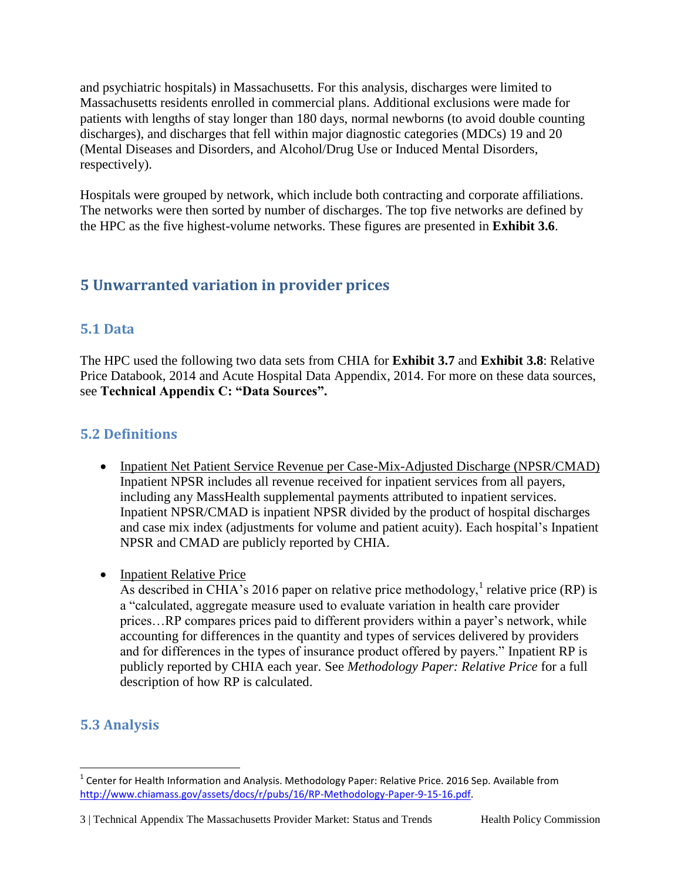and psychiatric hospitals) in Massachusetts. For this analysis, discharges were limited to Massachusetts residents enrolled in commercial plans. Additional exclusions were made for patients with lengths of stay longer than 180 days, normal newborns (to avoid double counting discharges), and discharges that fell within major diagnostic categories (MDCs) 19 and 20 (Mental Diseases and Disorders, and Alcohol/Drug Use or Induced Mental Disorders, respectively).

Hospitals were grouped by network, which include both contracting and corporate affiliations. The networks were then sorted by number of discharges. The top five networks are defined by the HPC as the five highest-volume networks. These figures are presented in **Exhibit 3.6**.

## 5 Unwarranted variation in provider prices

### 5.1 Data

The HPC used the following two data sets from CHIA for **Exhibit 3.7** and **Exhibit 3.8**: Relative Price Databook, 2014 and Acute Hospital Data Appendix, 2014. For more on these data sources, see **Technical Appendix C: "Data Sources".**

### 5.2 Definitions

- Inpatient Net Patient Service Revenue per Case-Mix-Adjusted Discharge (NPSR/CMAD)
  Inpatient NPSR includes all revenue received for inpatient services from all payers, including any MassHealth supplemental payments attributed to inpatient services. Inpatient NPSR/CMAD is inpatient NPSR divided by the product of hospital discharges and case mix index (adjustments for volume and patient acuity). Each hospital's Inpatient NPSR and CMAD are publicly reported by CHIA.

- Inpatient Relative Price
  As described in CHIA's 2016 paper on relative price methodology,[1] relative price (RP) is a "calculated, aggregate measure used to evaluate variation in health care provider prices…RP compares prices paid to different providers within a payer's network, while accounting for differences in the quantity and types of services delivered by providers and for differences in the types of insurance product offered by payers." Inpatient RP is publicly reported by CHIA each year. See *Methodology Paper: Relative Price* for a full description of how RP is calculated.

### 5.3 Analysis

[1] Center for Health Information and Analysis. Methodology Paper: Relative Price. 2016 Sep. Available from http://www.chiamass.gov/assets/docs/r/pubs/16/RP-Methodology-Paper-9-15-16.pdf.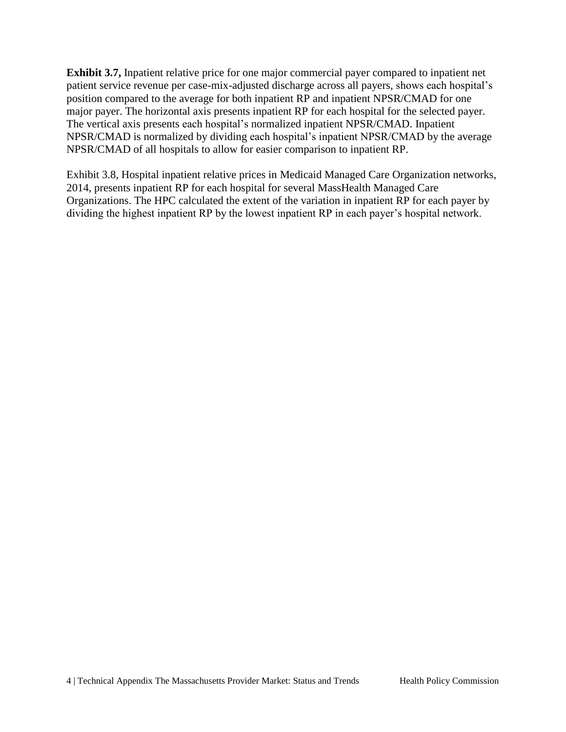**Exhibit 3.7,** Inpatient relative price for one major commercial payer compared to inpatient net patient service revenue per case-mix-adjusted discharge across all payers, shows each hospital's position compared to the average for both inpatient RP and inpatient NPSR/CMAD for one major payer. The horizontal axis presents inpatient RP for each hospital for the selected payer. The vertical axis presents each hospital's normalized inpatient NPSR/CMAD. Inpatient NPSR/CMAD is normalized by dividing each hospital's inpatient NPSR/CMAD by the average NPSR/CMAD of all hospitals to allow for easier comparison to inpatient RP.

Exhibit 3.8, Hospital inpatient relative prices in Medicaid Managed Care Organization networks, 2014, presents inpatient RP for each hospital for several MassHealth Managed Care Organizations. The HPC calculated the extent of the variation in inpatient RP for each payer by dividing the highest inpatient RP by the lowest inpatient RP in each payer's hospital network.